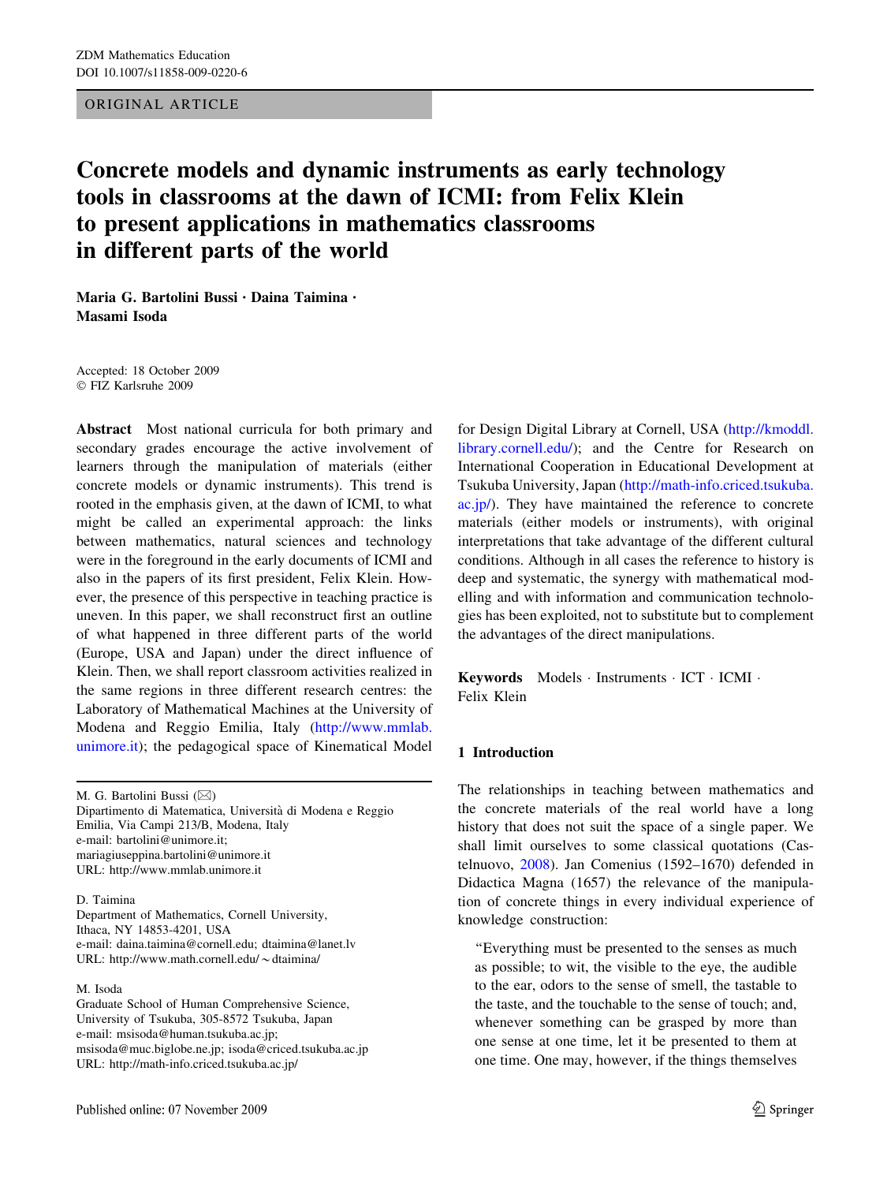ZDM Mathematics Education
DOI 10.1007/s11858-009-0220-6

ORIGINAL ARTICLE

# Concrete models and dynamic instruments as early technology tools in classrooms at the dawn of ICMI: from Felix Klein to present applications in mathematics classrooms in different parts of the world

**Maria G. Bartolini Bussi · Daina Taimina · Masami Isoda**

Accepted: 18 October 2009
© FIZ Karlsruhe 2009

**Abstract** Most national curricula for both primary and secondary grades encourage the active involvement of learners through the manipulation of materials (either concrete models or dynamic instruments). This trend is rooted in the emphasis given, at the dawn of ICMI, to what might be called an experimental approach: the links between mathematics, natural sciences and technology were in the foreground in the early documents of ICMI and also in the papers of its first president, Felix Klein. However, the presence of this perspective in teaching practice is uneven. In this paper, we shall reconstruct first an outline of what happened in three different parts of the world (Europe, USA and Japan) under the direct influence of Klein. Then, we shall report classroom activities realized in the same regions in three different research centres: the Laboratory of Mathematical Machines at the University of Modena and Reggio Emilia, Italy (http://www.mmlab.unimore.it); the pedagogical space of Kinematical Model for Design Digital Library at Cornell, USA (http://kmoddl.library.cornell.edu/); and the Centre for Research on International Cooperation in Educational Development at Tsukuba University, Japan (http://math-info.criced.tsukuba.ac.jp/). They have maintained the reference to concrete materials (either models or instruments), with original interpretations that take advantage of the different cultural conditions. Although in all cases the reference to history is deep and systematic, the synergy with mathematical modelling and with information and communication technologies has been exploited, not to substitute but to complement the advantages of the direct manipulations.

**Keywords** Models · Instruments · ICT · ICMI · Felix Klein

M. G. Bartolini Bussi (✉)
Dipartimento di Matematica, Università di Modena e Reggio Emilia, Via Campi 213/B, Modena, Italy
e-mail: bartolini@unimore.it;
mariagiuseppina.bartolini@unimore.it
URL: http://www.mmlab.unimore.it

D. Taimina
Department of Mathematics, Cornell University, Ithaca, NY 14853-4201, USA
e-mail: daina.taimina@cornell.edu; dtaimina@lanet.lv
URL: http://www.math.cornell.edu/~dtaimina/

M. Isoda
Graduate School of Human Comprehensive Science, University of Tsukuba, 305-8572 Tsukuba, Japan
e-mail: msisoda@human.tsukuba.ac.jp;
msisoda@muc.biglobe.ne.jp; isoda@criced.tsukuba.ac.jp
URL: http://math-info.criced.tsukuba.ac.jp/

## 1 Introduction

The relationships in teaching between mathematics and the concrete materials of the real world have a long history that does not suit the space of a single paper. We shall limit ourselves to some classical quotations (Castelnuovo, 2008). Jan Comenius (1592–1670) defended in Didactica Magna (1657) the relevance of the manipulation of concrete things in every individual experience of knowledge construction:

> "Everything must be presented to the senses as much as possible; to wit, the visible to the eye, the audible to the ear, odors to the sense of smell, the tastable to the taste, and the touchable to the sense of touch; and, whenever something can be grasped by more than one sense at one time, let it be presented to them at one time. One may, however, if the things themselves

Published online: 07 November 2009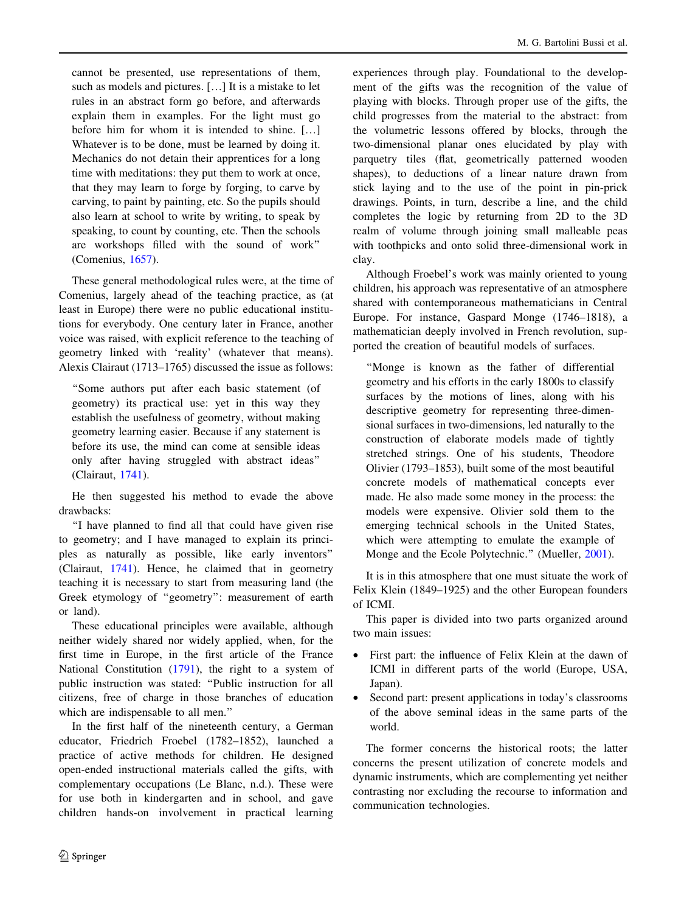cannot be presented, use representations of them, such as models and pictures. […] It is a mistake to let rules in an abstract form go before, and afterwards explain them in examples. For the light must go before him for whom it is intended to shine. […] Whatever is to be done, must be learned by doing it. Mechanics do not detain their apprentices for a long time with meditations: they put them to work at once, that they may learn to forge by forging, to carve by carving, to paint by painting, etc. So the pupils should also learn at school to write by writing, to speak by speaking, to count by counting, etc. Then the schools are workshops filled with the sound of work" (Comenius, 1657).

These general methodological rules were, at the time of Comenius, largely ahead of the teaching practice, as (at least in Europe) there were no public educational institutions for everybody. One century later in France, another voice was raised, with explicit reference to the teaching of geometry linked with 'reality' (whatever that means). Alexis Clairaut (1713–1765) discussed the issue as follows:

> "Some authors put after each basic statement (of geometry) its practical use: yet in this way they establish the usefulness of geometry, without making geometry learning easier. Because if any statement is before its use, the mind can come at sensible ideas only after having struggled with abstract ideas" (Clairaut, 1741).

He then suggested his method to evade the above drawbacks:

"I have planned to find all that could have given rise to geometry; and I have managed to explain its principles as naturally as possible, like early inventors" (Clairaut, 1741). Hence, he claimed that in geometry teaching it is necessary to start from measuring land (the Greek etymology of "geometry": measurement of earth or land).

These educational principles were available, although neither widely shared nor widely applied, when, for the first time in Europe, in the first article of the France National Constitution (1791), the right to a system of public instruction was stated: "Public instruction for all citizens, free of charge in those branches of education which are indispensable to all men."

In the first half of the nineteenth century, a German educator, Friedrich Froebel (1782–1852), launched a practice of active methods for children. He designed open-ended instructional materials called the gifts, with complementary occupations (Le Blanc, n.d.). These were for use both in kindergarten and in school, and gave children hands-on involvement in practical learning experiences through play. Foundational to the development of the gifts was the recognition of the value of playing with blocks. Through proper use of the gifts, the child progresses from the material to the abstract: from the volumetric lessons offered by blocks, through the two-dimensional planar ones elucidated by play with parquetry tiles (flat, geometrically patterned wooden shapes), to deductions of a linear nature drawn from stick laying and to the use of the point in pin-prick drawings. Points, in turn, describe a line, and the child completes the logic by returning from 2D to the 3D realm of volume through joining small malleable peas with toothpicks and onto solid three-dimensional work in clay.

Although Froebel's work was mainly oriented to young children, his approach was representative of an atmosphere shared with contemporaneous mathematicians in Central Europe. For instance, Gaspard Monge (1746–1818), a mathematician deeply involved in French revolution, supported the creation of beautiful models of surfaces.

> "Monge is known as the father of differential geometry and his efforts in the early 1800s to classify surfaces by the motions of lines, along with his descriptive geometry for representing three-dimensional surfaces in two-dimensions, led naturally to the construction of elaborate models made of tightly stretched strings. One of his students, Theodore Olivier (1793–1853), built some of the most beautiful concrete models of mathematical concepts ever made. He also made some money in the process: the models were expensive. Olivier sold them to the emerging technical schools in the United States, which were attempting to emulate the example of Monge and the Ecole Polytechnic." (Mueller, 2001).

It is in this atmosphere that one must situate the work of Felix Klein (1849–1925) and the other European founders of ICMI.

This paper is divided into two parts organized around two main issues:

- First part: the influence of Felix Klein at the dawn of ICMI in different parts of the world (Europe, USA, Japan).
- Second part: present applications in today's classrooms of the above seminal ideas in the same parts of the world.

The former concerns the historical roots; the latter concerns the present utilization of concrete models and dynamic instruments, which are complementing yet neither contrasting nor excluding the recourse to information and communication technologies.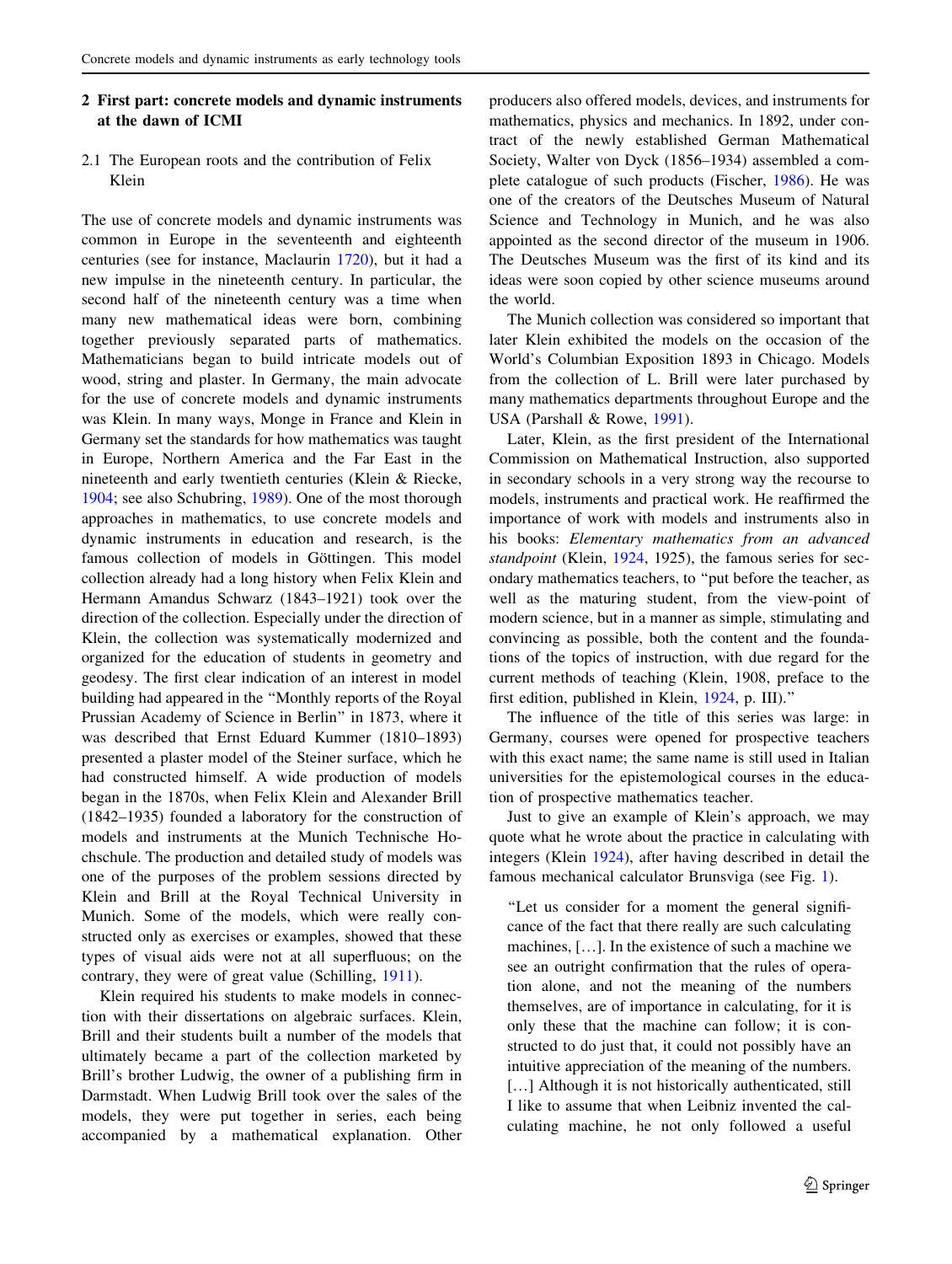## 2 First part: concrete models and dynamic instruments at the dawn of ICMI

### 2.1 The European roots and the contribution of Felix Klein

The use of concrete models and dynamic instruments was common in Europe in the seventeenth and eighteenth centuries (see for instance, Maclaurin 1720), but it had a new impulse in the nineteenth century. In particular, the second half of the nineteenth century was a time when many new mathematical ideas were born, combining together previously separated parts of mathematics. Mathematicians began to build intricate models out of wood, string and plaster. In Germany, the main advocate for the use of concrete models and dynamic instruments was Klein. In many ways, Monge in France and Klein in Germany set the standards for how mathematics was taught in Europe, Northern America and the Far East in the nineteenth and early twentieth centuries (Klein & Riecke, 1904; see also Schubring, 1989). One of the most thorough approaches in mathematics, to use concrete models and dynamic instruments in education and research, is the famous collection of models in Göttingen. This model collection already had a long history when Felix Klein and Hermann Amandus Schwarz (1843–1921) took over the direction of the collection. Especially under the direction of Klein, the collection was systematically modernized and organized for the education of students in geometry and geodesy. The first clear indication of an interest in model building had appeared in the "Monthly reports of the Royal Prussian Academy of Science in Berlin" in 1873, where it was described that Ernst Eduard Kummer (1810–1893) presented a plaster model of the Steiner surface, which he had constructed himself. A wide production of models began in the 1870s, when Felix Klein and Alexander Brill (1842–1935) founded a laboratory for the construction of models and instruments at the Munich Technische Hochschule. The production and detailed study of models was one of the purposes of the problem sessions directed by Klein and Brill at the Royal Technical University in Munich. Some of the models, which were really constructed only as exercises or examples, showed that these types of visual aids were not at all superfluous; on the contrary, they were of great value (Schilling, 1911).

Klein required his students to make models in connection with their dissertations on algebraic surfaces. Klein, Brill and their students built a number of the models that ultimately became a part of the collection marketed by Brill's brother Ludwig, the owner of a publishing firm in Darmstadt. When Ludwig Brill took over the sales of the models, they were put together in series, each being accompanied by a mathematical explanation. Other producers also offered models, devices, and instruments for mathematics, physics and mechanics. In 1892, under contract of the newly established German Mathematical Society, Walter von Dyck (1856–1934) assembled a complete catalogue of such products (Fischer, 1986). He was one of the creators of the Deutsches Museum of Natural Science and Technology in Munich, and he was also appointed as the second director of the museum in 1906. The Deutsches Museum was the first of its kind and its ideas were soon copied by other science museums around the world.

The Munich collection was considered so important that later Klein exhibited the models on the occasion of the World's Columbian Exposition 1893 in Chicago. Models from the collection of L. Brill were later purchased by many mathematics departments throughout Europe and the USA (Parshall & Rowe, 1991).

Later, Klein, as the first president of the International Commission on Mathematical Instruction, also supported in secondary schools in a very strong way the recourse to models, instruments and practical work. He reaffirmed the importance of work with models and instruments also in his books: *Elementary mathematics from an advanced standpoint* (Klein, 1924, 1925), the famous series for secondary mathematics teachers, to "put before the teacher, as well as the maturing student, from the view-point of modern science, but in a manner as simple, stimulating and convincing as possible, both the content and the foundations of the topics of instruction, with due regard for the current methods of teaching (Klein, 1908, preface to the first edition, published in Klein, 1924, p. III)."

The influence of the title of this series was large: in Germany, courses were opened for prospective teachers with this exact name; the same name is still used in Italian universities for the epistemological courses in the education of prospective mathematics teacher.

Just to give an example of Klein's approach, we may quote what he wrote about the practice in calculating with integers (Klein 1924), after having described in detail the famous mechanical calculator Brunsviga (see Fig. 1).

> "Let us consider for a moment the general significance of the fact that there really are such calculating machines, [...]. In the existence of such a machine we see an outright confirmation that the rules of operation alone, and not the meaning of the numbers themselves, are of importance in calculating, for it is only these that the machine can follow; it is constructed to do just that, it could not possibly have an intuitive appreciation of the meaning of the numbers. [...] Although it is not historically authenticated, still I like to assume that when Leibniz invented the calculating machine, he not only followed a useful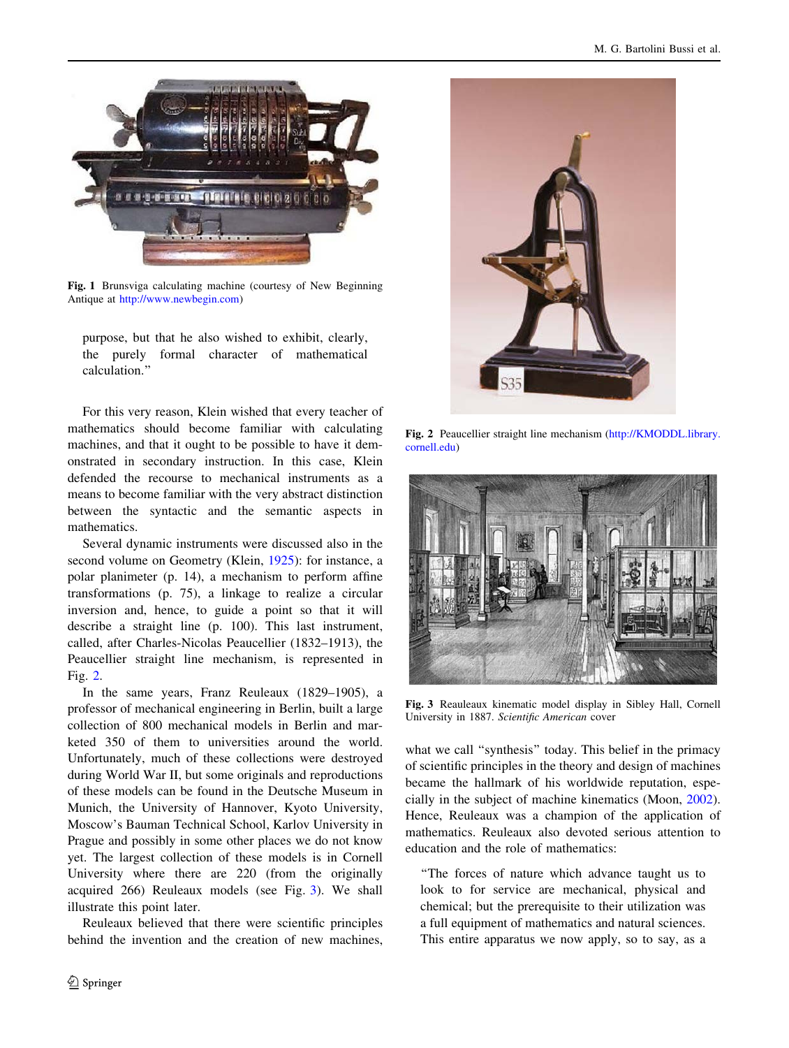Fig. 1 Brunsviga calculating machine (courtesy of New Beginning Antique at http://www.newbegin.com)

> purpose, but that he also wished to exhibit, clearly, the purely formal character of mathematical calculation."

For this very reason, Klein wished that every teacher of mathematics should become familiar with calculating machines, and that it ought to be possible to have it demonstrated in secondary instruction. In this case, Klein defended the recourse to mechanical instruments as a means to become familiar with the very abstract distinction between the syntactic and the semantic aspects in mathematics.

Several dynamic instruments were discussed also in the second volume on Geometry (Klein, 1925): for instance, a polar planimeter (p. 14), a mechanism to perform affine transformations (p. 75), a linkage to realize a circular inversion and, hence, to guide a point so that it will describe a straight line (p. 100). This last instrument, called, after Charles-Nicolas Peaucellier (1832–1913), the Peaucellier straight line mechanism, is represented in Fig. 2.

In the same years, Franz Reuleaux (1829–1905), a professor of mechanical engineering in Berlin, built a large collection of 800 mechanical models in Berlin and marketed 350 of them to universities around the world. Unfortunately, much of these collections were destroyed during World War II, but some originals and reproductions of these models can be found in the Deutsche Museum in Munich, the University of Hannover, Kyoto University, Moscow's Bauman Technical School, Karlov University in Prague and possibly in some other places we do not know yet. The largest collection of these models is in Cornell University where there are 220 (from the originally acquired 266) Reuleaux models (see Fig. 3). We shall illustrate this point later.

Reuleaux believed that there were scientific principles behind the invention and the creation of new machines, what we call "synthesis" today. This belief in the primacy of scientific principles in the theory and design of machines became the hallmark of his worldwide reputation, especially in the subject of machine kinematics (Moon, 2002). Hence, Reuleaux was a champion of the application of mathematics. Reuleaux also devoted serious attention to education and the role of mathematics:

Fig. 2 Peaucellier straight line mechanism (http://KMODDL.library.cornell.edu)

Fig. 3 Reauleaux kinematic model display in Sibley Hall, Cornell University in 1887. *Scientific American* cover

> "The forces of nature which advance taught us to look to for service are mechanical, physical and chemical; but the prerequisite to their utilization was a full equipment of mathematics and natural sciences. This entire apparatus we now apply, so to say, as a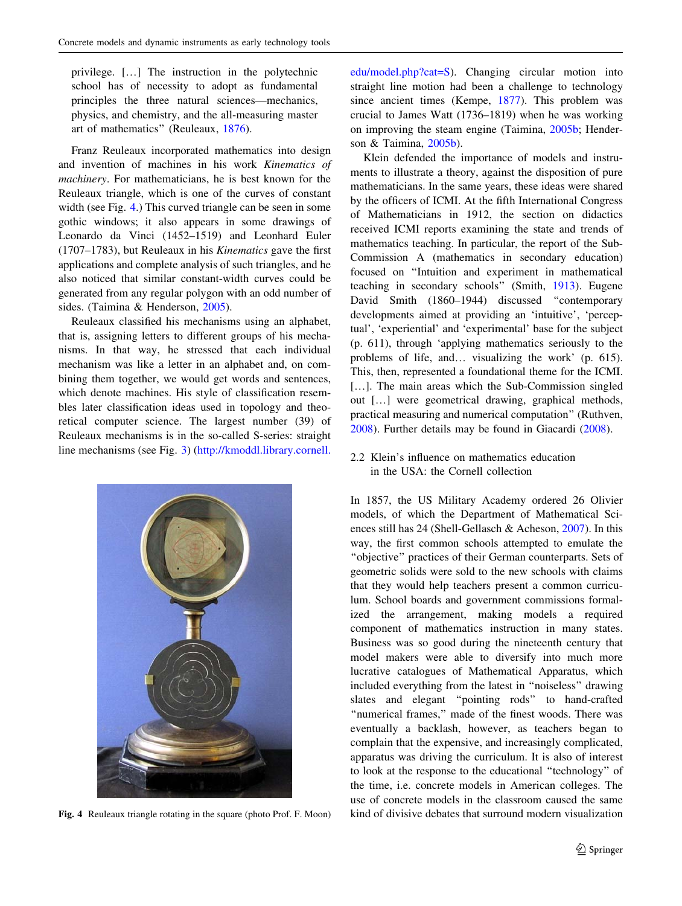privilege. […] The instruction in the polytechnic school has of necessity to adopt as fundamental principles the three natural sciences—mechanics, physics, and chemistry, and the all-measuring master art of mathematics" (Reuleaux, 1876).

Franz Reuleaux incorporated mathematics into design and invention of machines in his work *Kinematics of machinery*. For mathematicians, he is best known for the Reuleaux triangle, which is one of the curves of constant width (see Fig. 4.) This curved triangle can be seen in some gothic windows; it also appears in some drawings of Leonardo da Vinci (1452–1519) and Leonhard Euler (1707–1783), but Reuleaux in his *Kinematics* gave the first applications and complete analysis of such triangles, and he also noticed that similar constant-width curves could be generated from any regular polygon with an odd number of sides. (Taimina & Henderson, 2005).

Reuleaux classified his mechanisms using an alphabet, that is, assigning letters to different groups of his mechanisms. In that way, he stressed that each individual mechanism was like a letter in an alphabet and, on combining them together, we would get words and sentences, which denote machines. His style of classification resembles later classification ideas used in topology and theoretical computer science. The largest number (39) of Reuleaux mechanisms is in the so-called S-series: straight line mechanisms (see Fig. 3) (http://kmoddl.library.cornell.edu/model.php?cat=S). Changing circular motion into straight line motion had been a challenge to technology since ancient times (Kempe, 1877). This problem was crucial to James Watt (1736–1819) when he was working on improving the steam engine (Taimina, 2005b; Henderson & Taimina, 2005b).

Fig. 4 Reuleaux triangle rotating in the square (photo Prof. F. Moon)

Klein defended the importance of models and instruments to illustrate a theory, against the disposition of pure mathematicians. In the same years, these ideas were shared by the officers of ICMI. At the fifth International Congress of Mathematicians in 1912, the section on didactics received ICMI reports examining the state and trends of mathematics teaching. In particular, the report of the Sub-Commission A (mathematics in secondary education) focused on "Intuition and experiment in mathematical teaching in secondary schools" (Smith, 1913). Eugene David Smith (1860–1944) discussed "contemporary developments aimed at providing an 'intuitive', 'perceptual', 'experiential' and 'experimental' base for the subject (p. 611), through 'applying mathematics seriously to the problems of life, and… visualizing the work' (p. 615). This, then, represented a foundational theme for the ICMI. […]. The main areas which the Sub-Commission singled out […] were geometrical drawing, graphical methods, practical measuring and numerical computation" (Ruthven, 2008). Further details may be found in Giacardi (2008).

## 2.2 Klein's influence on mathematics education in the USA: the Cornell collection

In 1857, the US Military Academy ordered 26 Olivier models, of which the Department of Mathematical Sciences still has 24 (Shell-Gellasch & Acheson, 2007). In this way, the first common schools attempted to emulate the "objective" practices of their German counterparts. Sets of geometric solids were sold to the new schools with claims that they would help teachers present a common curriculum. School boards and government commissions formalized the arrangement, making models a required component of mathematics instruction in many states. Business was so good during the nineteenth century that model makers were able to diversify into much more lucrative catalogues of Mathematical Apparatus, which included everything from the latest in "noiseless" drawing slates and elegant "pointing rods" to hand-crafted "numerical frames," made of the finest woods. There was eventually a backlash, however, as teachers began to complain that the expensive, and increasingly complicated, apparatus was driving the curriculum. It is also of interest to look at the response to the educational "technology" of the time, i.e. concrete models in American colleges. The use of concrete models in the classroom caused the same kind of divisive debates that surround modern visualization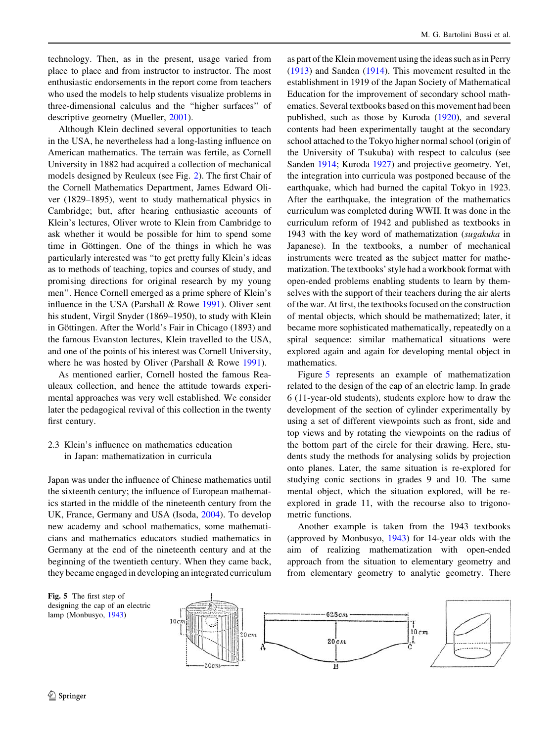technology. Then, as in the present, usage varied from place to place and from instructor to instructor. The most enthusiastic endorsements in the report come from teachers who used the models to help students visualize problems in three-dimensional calculus and the "higher surfaces" of descriptive geometry (Mueller, 2001).

Although Klein declined several opportunities to teach in the USA, he nevertheless had a long-lasting influence on American mathematics. The terrain was fertile, as Cornell University in 1882 had acquired a collection of mechanical models designed by Reuleux (see Fig. 2). The first Chair of the Cornell Mathematics Department, James Edward Oliver (1829–1895), went to study mathematical physics in Cambridge; but, after hearing enthusiastic accounts of Klein's lectures, Oliver wrote to Klein from Cambridge to ask whether it would be possible for him to spend some time in Göttingen. One of the things in which he was particularly interested was "to get pretty fully Klein's ideas as to methods of teaching, topics and courses of study, and promising directions for original research by my young men". Hence Cornell emerged as a prime sphere of Klein's influence in the USA (Parshall & Rowe 1991). Oliver sent his student, Virgil Snyder (1869–1950), to study with Klein in Göttingen. After the World's Fair in Chicago (1893) and the famous Evanston lectures, Klein travelled to the USA, and one of the points of his interest was Cornell University, where he was hosted by Oliver (Parshall & Rowe 1991).

As mentioned earlier, Cornell hosted the famous Reauleaux collection, and hence the attitude towards experimental approaches was very well established. We consider later the pedagogical revival of this collection in the twenty first century.

## 2.3 Klein's influence on mathematics education in Japan: mathematization in curricula

Japan was under the influence of Chinese mathematics until the sixteenth century; the influence of European mathematics started in the middle of the nineteenth century from the UK, France, Germany and USA (Isoda, 2004). To develop new academy and school mathematics, some mathematicians and mathematics educators studied mathematics in Germany at the end of the nineteenth century and at the beginning of the twentieth century. When they came back, they became engaged in developing an integrated curriculum as part of the Klein movement using the ideas such as in Perry (1913) and Sanden (1914). This movement resulted in the establishment in 1919 of the Japan Society of Mathematical Education for the improvement of secondary school mathematics. Several textbooks based on this movement had been published, such as those by Kuroda (1920), and several contents had been experimentally taught at the secondary school attached to the Tokyo higher normal school (origin of the University of Tsukuba) with respect to calculus (see Sanden 1914; Kuroda 1927) and projective geometry. Yet, the integration into curricula was postponed because of the earthquake, which had burned the capital Tokyo in 1923. After the earthquake, the integration of the mathematics curriculum was completed during WWII. It was done in the curriculum reform of 1942 and published as textbooks in 1943 with the key word of mathematization (*sugakuka* in Japanese). In the textbooks, a number of mechanical instruments were treated as the subject matter for mathematization. The textbooks' style had a workbook format with open-ended problems enabling students to learn by themselves with the support of their teachers during the air alerts of the war. At first, the textbooks focused on the construction of mental objects, which should be mathematized; later, it became more sophisticated mathematically, repeatedly on a spiral sequence: similar mathematical situations were explored again and again for developing mental object in mathematics.

Figure 5 represents an example of mathematization related to the design of the cap of an electric lamp. In grade 6 (11-year-old students), students explore how to draw the development of the section of cylinder experimentally by using a set of different viewpoints such as front, side and top views and by rotating the viewpoints on the radius of the bottom part of the circle for their drawing. Here, students study the methods for analysing solids by projection onto planes. Later, the same situation is re-explored for studying conic sections in grades 9 and 10. The same mental object, which the situation explored, will be re-explored in grade 11, with the recourse also to trigonometric functions.

Another example is taken from the 1943 textbooks (approved by Monbusyo, 1943) for 14-year olds with the aim of realizing mathematization with open-ended approach from the situation to elementary geometry and from elementary geometry to analytic geometry. There

10 cm
20 cm
20 cm
62.8 cm
20 cm
10 cm
A
B
C

**Fig. 5** The first step of designing the cap of an electric lamp (Monbusyo, 1943)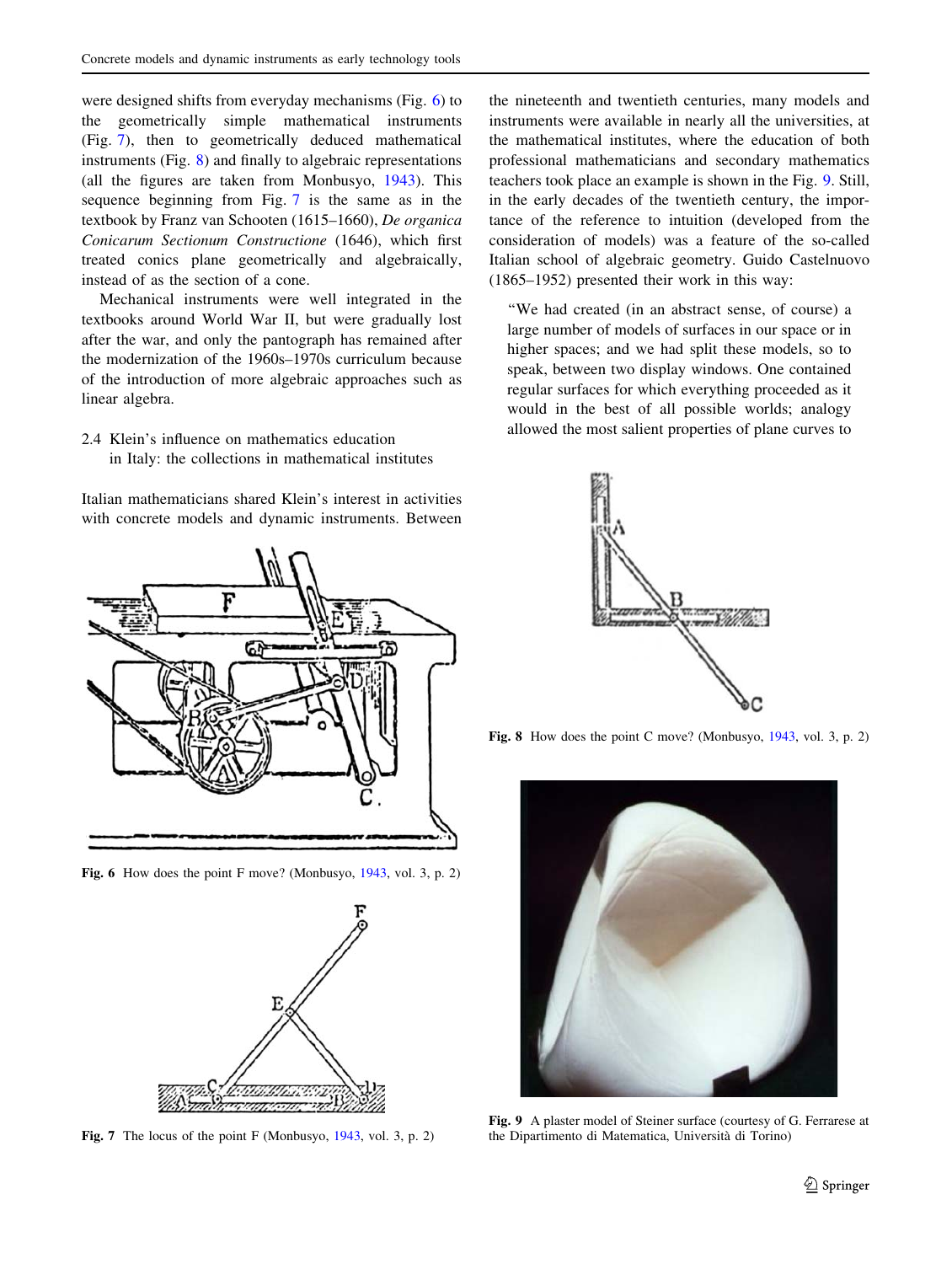were designed shifts from everyday mechanisms (Fig. 6) to the geometrically simple mathematical instruments (Fig. 7), then to geometrically deduced mathematical instruments (Fig. 8) and finally to algebraic representations (all the figures are taken from Monbusyo, 1943). This sequence beginning from Fig. 7 is the same as in the textbook by Franz van Schooten (1615–1660), *De organica Conicarum Sectionum Constructione* (1646), which first treated conics plane geometrically and algebraically, instead of as the section of a cone.

Mechanical instruments were well integrated in the textbooks around World War II, but were gradually lost after the war, and only the pantograph has remained after the modernization of the 1960s–1970s curriculum because of the introduction of more algebraic approaches such as linear algebra.

### 2.4 Klein's influence on mathematics education in Italy: the collections in mathematical institutes

Italian mathematicians shared Klein's interest in activities with concrete models and dynamic instruments. Between the nineteenth and twentieth centuries, many models and instruments were available in nearly all the universities, at the mathematical institutes, where the education of both professional mathematicians and secondary mathematics teachers took place an example is shown in the Fig. 9. Still, in the early decades of the twentieth century, the importance of the reference to intuition (developed from the consideration of models) was a feature of the so-called Italian school of algebraic geometry. Guido Castelnuovo (1865–1952) presented their work in this way:

"We had created (in an abstract sense, of course) a large number of models of surfaces in our space or in higher spaces; and we had split these models, so to speak, between two display windows. One contained regular surfaces for which everything proceeded as it would in the best of all possible worlds; analogy allowed the most salient properties of plane curves to

Fig. 6 How does the point F move? (Monbusyo, 1943, vol. 3, p. 2)

Fig. 7 The locus of the point F (Monbusyo, 1943, vol. 3, p. 2)

Fig. 8 How does the point C move? (Monbusyo, 1943, vol. 3, p. 2)

Fig. 9 A plaster model of Steiner surface (courtesy of G. Ferrarese at the Dipartimento di Matematica, Università di Torino)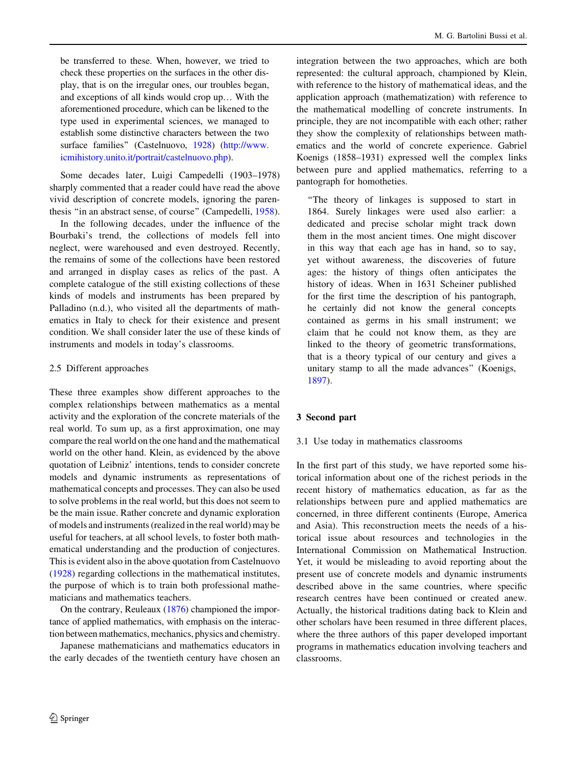be transferred to these. When, however, we tried to check these properties on the surfaces in the other display, that is on the irregular ones, our troubles began, and exceptions of all kinds would crop up… With the aforementioned procedure, which can be likened to the type used in experimental sciences, we managed to establish some distinctive characters between the two surface families" (Castelnuovo, 1928) (http://www.icmihistory.unito.it/portrait/castelnuovo.php).

Some decades later, Luigi Campedelli (1903–1978) sharply commented that a reader could have read the above vivid description of concrete models, ignoring the parenthesis "in an abstract sense, of course" (Campedelli, 1958).

In the following decades, under the influence of the Bourbaki's trend, the collections of models fell into neglect, were warehoused and even destroyed. Recently, the remains of some of the collections have been restored and arranged in display cases as relics of the past. A complete catalogue of the still existing collections of these kinds of models and instruments has been prepared by Palladino (n.d.), who visited all the departments of mathematics in Italy to check for their existence and present condition. We shall consider later the use of these kinds of instruments and models in today's classrooms.

### 2.5 Different approaches

These three examples show different approaches to the complex relationships between mathematics as a mental activity and the exploration of the concrete materials of the real world. To sum up, as a first approximation, one may compare the real world on the one hand and the mathematical world on the other hand. Klein, as evidenced by the above quotation of Leibniz' intentions, tends to consider concrete models and dynamic instruments as representations of mathematical concepts and processes. They can also be used to solve problems in the real world, but this does not seem to be the main issue. Rather concrete and dynamic exploration of models and instruments (realized in the real world) may be useful for teachers, at all school levels, to foster both mathematical understanding and the production of conjectures. This is evident also in the above quotation from Castelnuovo (1928) regarding collections in the mathematical institutes, the purpose of which is to train both professional mathematicians and mathematics teachers.

On the contrary, Reuleaux (1876) championed the importance of applied mathematics, with emphasis on the interaction between mathematics, mechanics, physics and chemistry.

Japanese mathematicians and mathematics educators in the early decades of the twentieth century have chosen an integration between the two approaches, which are both represented: the cultural approach, championed by Klein, with reference to the history of mathematical ideas, and the application approach (mathematization) with reference to the mathematical modelling of concrete instruments. In principle, they are not incompatible with each other; rather they show the complexity of relationships between mathematics and the world of concrete experience. Gabriel Koenigs (1858–1931) expressed well the complex links between pure and applied mathematics, referring to a pantograph for homotheties.

> "The theory of linkages is supposed to start in 1864. Surely linkages were used also earlier: a dedicated and precise scholar might track down them in the most ancient times. One might discover in this way that each age has in hand, so to say, yet without awareness, the discoveries of future ages: the history of things often anticipates the history of ideas. When in 1631 Scheiner published for the first time the description of his pantograph, he certainly did not know the general concepts contained as germs in his small instrument; we claim that he could not know them, as they are linked to the theory of geometric transformations, that is a theory typical of our century and gives a unitary stamp to all the made advances" (Koenigs, 1897).

## 3 Second part

### 3.1 Use today in mathematics classrooms

In the first part of this study, we have reported some historical information about one of the richest periods in the recent history of mathematics education, as far as the relationships between pure and applied mathematics are concerned, in three different continents (Europe, America and Asia). This reconstruction meets the needs of a historical issue about resources and technologies in the International Commission on Mathematical Instruction. Yet, it would be misleading to avoid reporting about the present use of concrete models and dynamic instruments described above in the same countries, where specific research centres have been continued or created anew. Actually, the historical traditions dating back to Klein and other scholars have been resumed in three different places, where the three authors of this paper developed important programs in mathematics education involving teachers and classrooms.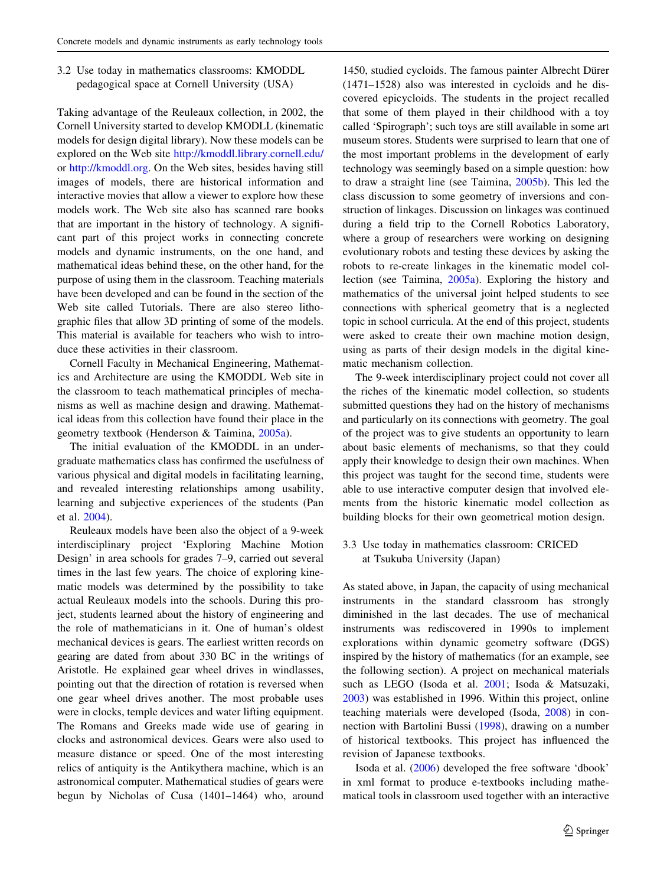### 3.2 Use today in mathematics classrooms: KMODDL pedagogical space at Cornell University (USA)

Taking advantage of the Reuleaux collection, in 2002, the Cornell University started to develop KMODLL (kinematic models for design digital library). Now these models can be explored on the Web site http://kmoddl.library.cornell.edu/ or http://kmoddl.org. On the Web sites, besides having still images of models, there are historical information and interactive movies that allow a viewer to explore how these models work. The Web site also has scanned rare books that are important in the history of technology. A significant part of this project works in connecting concrete models and dynamic instruments, on the one hand, and mathematical ideas behind these, on the other hand, for the purpose of using them in the classroom. Teaching materials have been developed and can be found in the section of the Web site called Tutorials. There are also stereo lithographic files that allow 3D printing of some of the models. This material is available for teachers who wish to introduce these activities in their classroom.

Cornell Faculty in Mechanical Engineering, Mathematics and Architecture are using the KMODDL Web site in the classroom to teach mathematical principles of mechanisms as well as machine design and drawing. Mathematical ideas from this collection have found their place in the geometry textbook (Henderson & Taimina, 2005a).

The initial evaluation of the KMODDL in an undergraduate mathematics class has confirmed the usefulness of various physical and digital models in facilitating learning, and revealed interesting relationships among usability, learning and subjective experiences of the students (Pan et al. 2004).

Reuleaux models have been also the object of a 9-week interdisciplinary project 'Exploring Machine Motion Design' in area schools for grades 7–9, carried out several times in the last few years. The choice of exploring kinematic models was determined by the possibility to take actual Reuleaux models into the schools. During this project, students learned about the history of engineering and the role of mathematicians in it. One of human's oldest mechanical devices is gears. The earliest written records on gearing are dated from about 330 BC in the writings of Aristotle. He explained gear wheel drives in windlasses, pointing out that the direction of rotation is reversed when one gear wheel drives another. The most probable uses were in clocks, temple devices and water lifting equipment. The Romans and Greeks made wide use of gearing in clocks and astronomical devices. Gears were also used to measure distance or speed. One of the most interesting relics of antiquity is the Antikythera machine, which is an astronomical computer. Mathematical studies of gears were begun by Nicholas of Cusa (1401–1464) who, around 1450, studied cycloids. The famous painter Albrecht Dürer (1471–1528) also was interested in cycloids and he discovered epicycloids. The students in the project recalled that some of them played in their childhood with a toy called 'Spirograph'; such toys are still available in some art museum stores. Students were surprised to learn that one of the most important problems in the development of early technology was seemingly based on a simple question: how to draw a straight line (see Taimina, 2005b). This led the class discussion to some geometry of inversions and construction of linkages. Discussion on linkages was continued during a field trip to the Cornell Robotics Laboratory, where a group of researchers were working on designing evolutionary robots and testing these devices by asking the robots to re-create linkages in the kinematic model collection (see Taimina, 2005a). Exploring the history and mathematics of the universal joint helped students to see connections with spherical geometry that is a neglected topic in school curricula. At the end of this project, students were asked to create their own machine motion design, using as parts of their design models in the digital kinematic mechanism collection.

The 9-week interdisciplinary project could not cover all the riches of the kinematic model collection, so students submitted questions they had on the history of mechanisms and particularly on its connections with geometry. The goal of the project was to give students an opportunity to learn about basic elements of mechanisms, so that they could apply their knowledge to design their own machines. When this project was taught for the second time, students were able to use interactive computer design that involved elements from the historic kinematic model collection as building blocks for their own geometrical motion design.

### 3.3 Use today in mathematics classroom: CRICED at Tsukuba University (Japan)

As stated above, in Japan, the capacity of using mechanical instruments in the standard classroom has strongly diminished in the last decades. The use of mechanical instruments was rediscovered in 1990s to implement explorations within dynamic geometry software (DGS) inspired by the history of mathematics (for an example, see the following section). A project on mechanical materials such as LEGO (Isoda et al. 2001; Isoda & Matsuzaki, 2003) was established in 1996. Within this project, online teaching materials were developed (Isoda, 2008) in connection with Bartolini Bussi (1998), drawing on a number of historical textbooks. This project has influenced the revision of Japanese textbooks.

Isoda et al. (2006) developed the free software 'dbook' in xml format to produce e-textbooks including mathematical tools in classroom used together with an interactive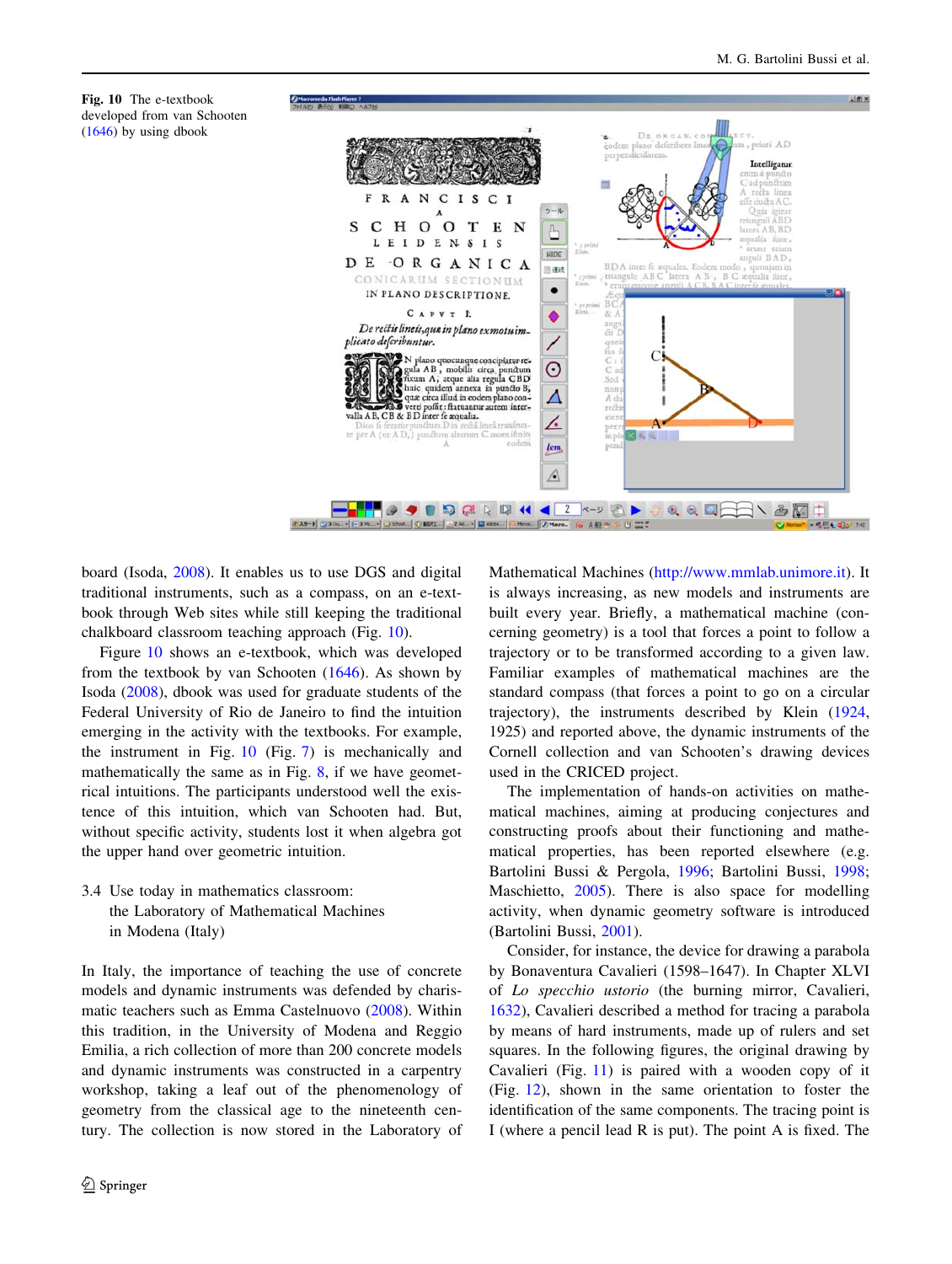**Fig. 10** The e-textbook developed from van Schooten (1646) by using dbook

board (Isoda, 2008). It enables us to use DGS and digital traditional instruments, such as a compass, on an e-textbook through Web sites while still keeping the traditional chalkboard classroom teaching approach (Fig. 10).

Figure 10 shows an e-textbook, which was developed from the textbook by van Schooten (1646). As shown by Isoda (2008), dbook was used for graduate students of the Federal University of Rio de Janeiro to find the intuition emerging in the activity with the textbooks. For example, the instrument in Fig. 10 (Fig. 7) is mechanically and mathematically the same as in Fig. 8, if we have geometrical intuitions. The participants understood well the existence of this intuition, which van Schooten had. But, without specific activity, students lost it when algebra got the upper hand over geometric intuition.

### 3.4 Use today in mathematics classroom: the Laboratory of Mathematical Machines in Modena (Italy)

In Italy, the importance of teaching the use of concrete models and dynamic instruments was defended by charismatic teachers such as Emma Castelnuovo (2008). Within this tradition, in the University of Modena and Reggio Emilia, a rich collection of more than 200 concrete models and dynamic instruments was constructed in a carpentry workshop, taking a leaf out of the phenomenology of geometry from the classical age to the nineteenth century. The collection is now stored in the Laboratory of Mathematical Machines (http://www.mmlab.unimore.it). It is always increasing, as new models and instruments are built every year. Briefly, a mathematical machine (concerning geometry) is a tool that forces a point to follow a trajectory or to be transformed according to a given law. Familiar examples of mathematical machines are the standard compass (that forces a point to go on a circular trajectory), the instruments described by Klein (1924, 1925) and reported above, the dynamic instruments of the Cornell collection and van Schooten's drawing devices used in the CRICED project.

The implementation of hands-on activities on mathematical machines, aiming at producing conjectures and constructing proofs about their functioning and mathematical properties, has been reported elsewhere (e.g. Bartolini Bussi & Pergola, 1996; Bartolini Bussi, 1998; Maschietto, 2005). There is also space for modelling activity, when dynamic geometry software is introduced (Bartolini Bussi, 2001).

Consider, for instance, the device for drawing a parabola by Bonaventura Cavalieri (1598–1647). In Chapter XLVI of *Lo specchio ustorio* (the burning mirror, Cavalieri, 1632), Cavalieri described a method for tracing a parabola by means of hard instruments, made up of rulers and set squares. In the following figures, the original drawing by Cavalieri (Fig. 11) is paired with a wooden copy of it (Fig. 12), shown in the same orientation to foster the identification of the same components. The tracing point is I (where a pencil lead R is put). The point A is fixed. The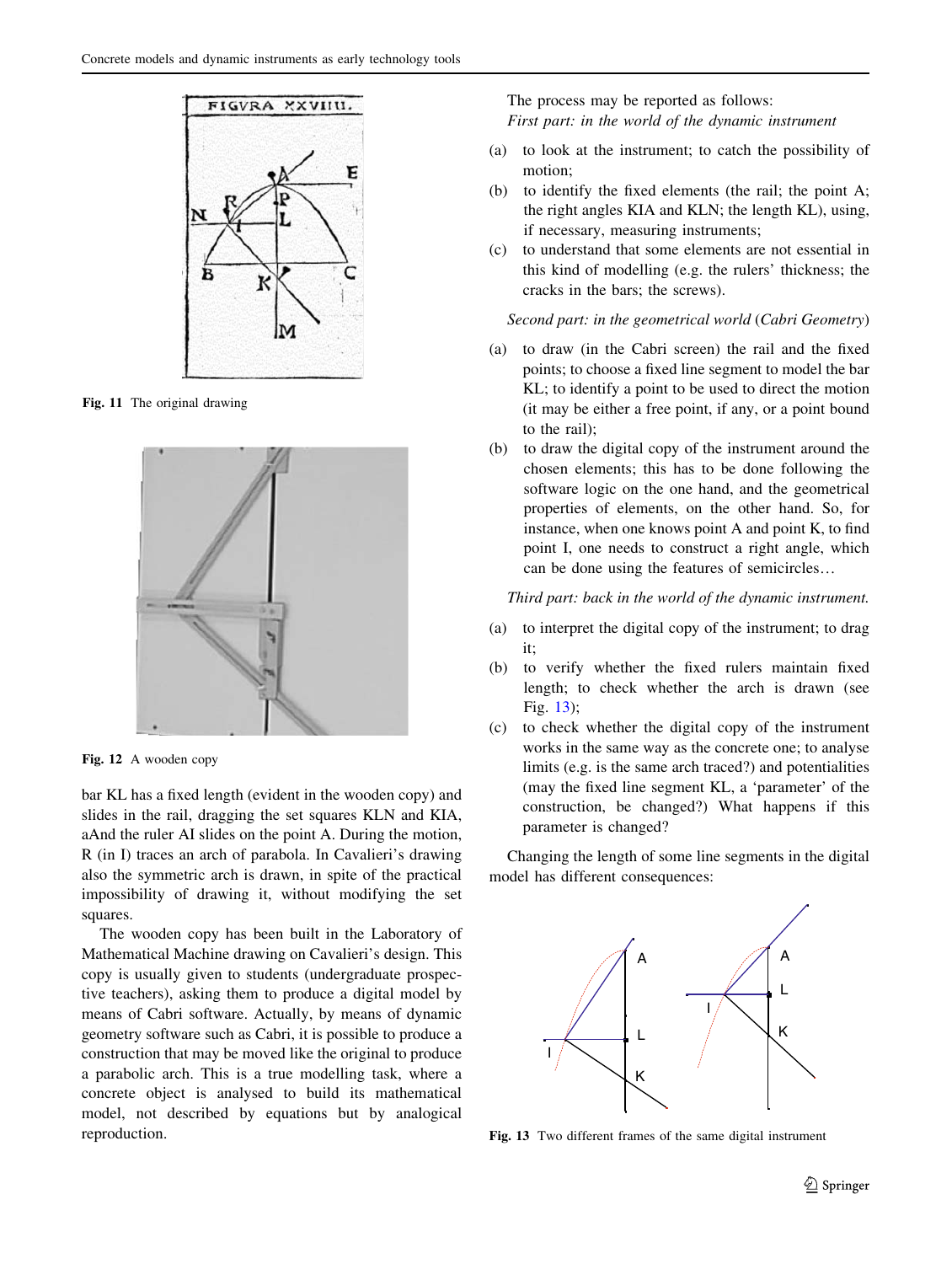Fig. 11 The original drawing

Fig. 12 A wooden copy

bar KL has a fixed length (evident in the wooden copy) and slides in the rail, dragging the set squares KLN and KIA, aAnd the ruler AI slides on the point A. During the motion, R (in I) traces an arch of parabola. In Cavalieri's drawing also the symmetric arch is drawn, in spite of the practical impossibility of drawing it, without modifying the set squares.

The wooden copy has been built in the Laboratory of Mathematical Machine drawing on Cavalieri's design. This copy is usually given to students (undergraduate prospective teachers), asking them to produce a digital model by means of Cabri software. Actually, by means of dynamic geometry software such as Cabri, it is possible to produce a construction that may be moved like the original to produce a parabolic arch. This is a true modelling task, where a concrete object is analysed to build its mathematical model, not described by equations but by analogical reproduction.

The process may be reported as follows:

*First part: in the world of the dynamic instrument*

(a) to look at the instrument; to catch the possibility of motion;
(b) to identify the fixed elements (the rail; the point A; the right angles KIA and KLN; the length KL), using, if necessary, measuring instruments;
(c) to understand that some elements are not essential in this kind of modelling (e.g. the rulers' thickness; the cracks in the bars; the screws).

*Second part: in the geometrical world (Cabri Geometry)*

(a) to draw (in the Cabri screen) the rail and the fixed points; to choose a fixed line segment to model the bar KL; to identify a point to be used to direct the motion (it may be either a free point, if any, or a point bound to the rail);
(b) to draw the digital copy of the instrument around the chosen elements; this has to be done following the software logic on the one hand, and the geometrical properties of elements, on the other hand. So, for instance, when one knows point A and point K, to find point I, one needs to construct a right angle, which can be done using the features of semicircles…

*Third part: back in the world of the dynamic instrument.*

(a) to interpret the digital copy of the instrument; to drag it;
(b) to verify whether the fixed rulers maintain fixed length; to check whether the arch is drawn (see Fig. 13);
(c) to check whether the digital copy of the instrument works in the same way as the concrete one; to analyse limits (e.g. is the same arch traced?) and potentialities (may the fixed line segment KL, a 'parameter' of the construction, be changed?) What happens if this parameter is changed?

Changing the length of some line segments in the digital model has different consequences:

A
L
I
K
A
L
I
K

Fig. 13 Two different frames of the same digital instrument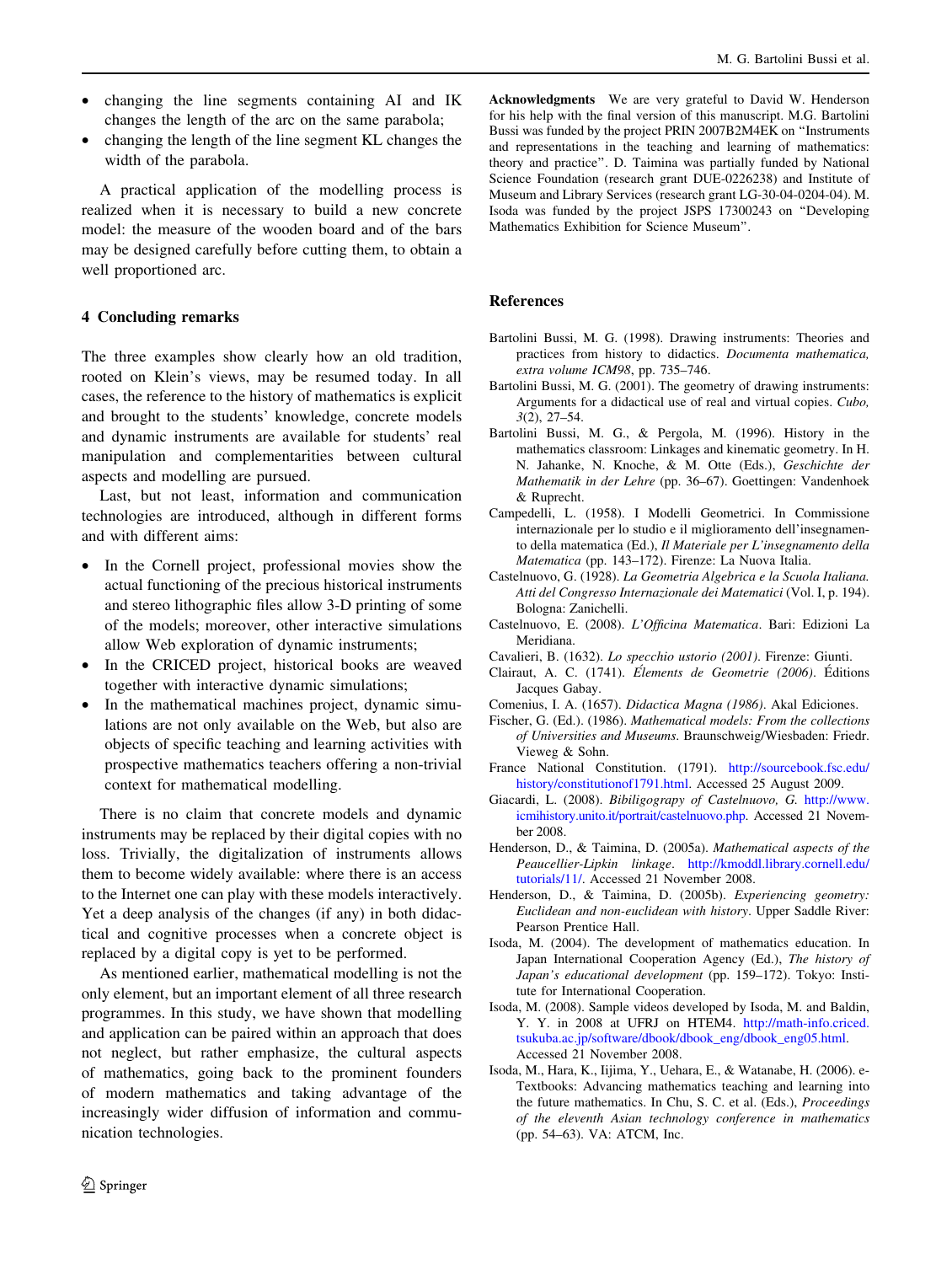- changing the line segments containing AI and IK changes the length of the arc on the same parabola;
- changing the length of the line segment KL changes the width of the parabola.

A practical application of the modelling process is realized when it is necessary to build a new concrete model: the measure of the wooden board and of the bars may be designed carefully before cutting them, to obtain a well proportioned arc.

## 4 Concluding remarks

The three examples show clearly how an old tradition, rooted on Klein's views, may be resumed today. In all cases, the reference to the history of mathematics is explicit and brought to the students' knowledge, concrete models and dynamic instruments are available for students' real manipulation and complementarities between cultural aspects and modelling are pursued.

Last, but not least, information and communication technologies are introduced, although in different forms and with different aims:

- In the Cornell project, professional movies show the actual functioning of the precious historical instruments and stereo lithographic files allow 3-D printing of some of the models; moreover, other interactive simulations allow Web exploration of dynamic instruments;
- In the CRICED project, historical books are weaved together with interactive dynamic simulations;
- In the mathematical machines project, dynamic simulations are not only available on the Web, but also are objects of specific teaching and learning activities with prospective mathematics teachers offering a non-trivial context for mathematical modelling.

There is no claim that concrete models and dynamic instruments may be replaced by their digital copies with no loss. Trivially, the digitalization of instruments allows them to become widely available: where there is an access to the Internet one can play with these models interactively. Yet a deep analysis of the changes (if any) in both didactical and cognitive processes when a concrete object is replaced by a digital copy is yet to be performed.

As mentioned earlier, mathematical modelling is not the only element, but an important element of all three research programmes. In this study, we have shown that modelling and application can be paired within an approach that does not neglect, but rather emphasize, the cultural aspects of mathematics, going back to the prominent founders of modern mathematics and taking advantage of the increasingly wider diffusion of information and communication technologies.

**Acknowledgments** We are very grateful to David W. Henderson for his help with the final version of this manuscript. M.G. Bartolini Bussi was funded by the project PRIN 2007B2M4EK on "Instruments and representations in the teaching and learning of mathematics: theory and practice". D. Taimina was partially funded by National Science Foundation (research grant DUE-0226238) and Institute of Museum and Library Services (research grant LG-30-04-0204-04). M. Isoda was funded by the project JSPS 17300243 on "Developing Mathematics Exhibition for Science Museum".

## References

Bartolini Bussi, M. G. (1998). Drawing instruments: Theories and practices from history to didactics. *Documenta mathematica, extra volume ICM98*, pp. 735–746.

Bartolini Bussi, M. G. (2001). The geometry of drawing instruments: Arguments for a didactical use of real and virtual copies. *Cubo, 3*(2), 27–54.

Bartolini Bussi, M. G., & Pergola, M. (1996). History in the mathematics classroom: Linkages and kinematic geometry. In H. N. Jahanke, N. Knoche, & M. Otte (Eds.), *Geschichte der Mathematik in der Lehre* (pp. 36–67). Goettingen: Vandenhoek & Ruprecht.

Campedelli, L. (1958). I Modelli Geometrici. In Commissione internazionale per lo studio e il miglioramento dell'insegnamento della matematica (Ed.), *Il Materiale per L'insegnamento della Matematica* (pp. 143–172). Firenze: La Nuova Italia.

Castelnuovo, G. (1928). *La Geometria Algebrica e la Scuola Italiana. Atti del Congresso Internazionale dei Matematici* (Vol. I, p. 194). Bologna: Zanichelli.

Castelnuovo, E. (2008). *L'Officina Matematica*. Bari: Edizioni La Meridiana.

Cavalieri, B. (1632). *Lo specchio ustorio (2001)*. Firenze: Giunti.

Clairaut, A. C. (1741). *Élements de Geometrie (2006)*. Éditions Jacques Gabay.

Comenius, I. A. (1657). *Didactica Magna (1986)*. Akal Ediciones.

Fischer, G. (Ed.). (1986). *Mathematical models: From the collections of Universities and Museums*. Braunschweig/Wiesbaden: Friedr. Vieweg & Sohn.

France National Constitution. (1791). http://sourcebook.fsc.edu/history/constitutionof1791.html. Accessed 25 August 2009.

Giacardi, L. (2008). *Bibiligograpy of Castelnuovo, G.* http://www.icmihistory.unito.it/portrait/castelnuovo.php. Accessed 21 November 2008.

Henderson, D., & Taimina, D. (2005a). *Mathematical aspects of the Peaucellier-Lipkin linkage*. http://kmoddl.library.cornell.edu/tutorials/11/. Accessed 21 November 2008.

Henderson, D., & Taimina, D. (2005b). *Experiencing geometry: Euclidean and non-euclidean with history*. Upper Saddle River: Pearson Prentice Hall.

Isoda, M. (2004). The development of mathematics education. In Japan International Cooperation Agency (Ed.), *The history of Japan's educational development* (pp. 159–172). Tokyo: Institute for International Cooperation.

Isoda, M. (2008). Sample videos developed by Isoda, M. and Baldin, Y. Y. in 2008 at UFRJ on HTEM4. http://math-info.criced.tsukuba.ac.jp/software/dbook/dbook_eng/dbook_eng05.html. Accessed 21 November 2008.

Isoda, M., Hara, K., Iijima, Y., Uehara, E., & Watanabe, H. (2006). e-Textbooks: Advancing mathematics teaching and learning into the future mathematics. In Chu, S. C. et al. (Eds.), *Proceedings of the eleventh Asian technology conference in mathematics* (pp. 54–63). VA: ATCM, Inc.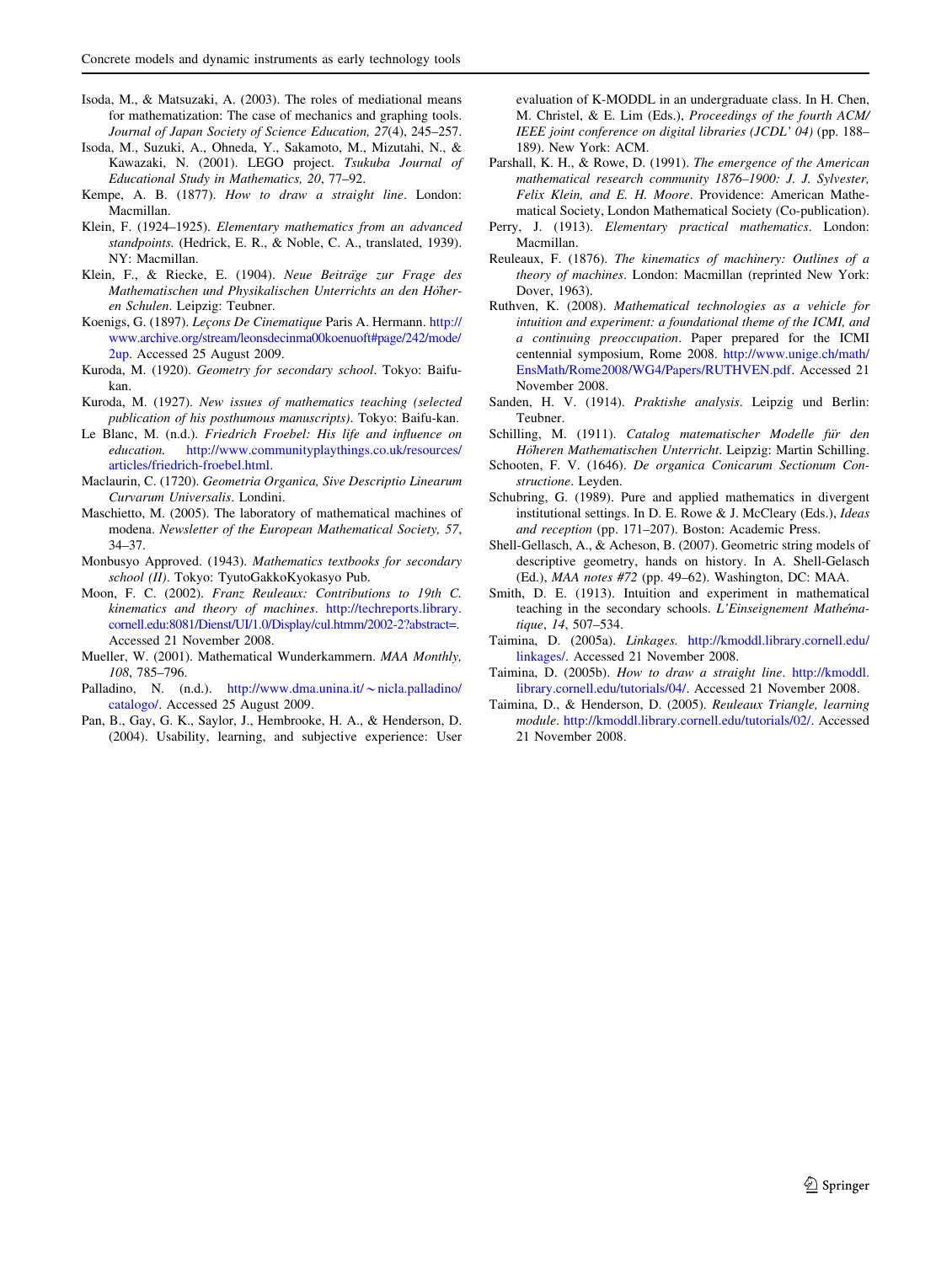Isoda, M., & Matsuzaki, A. (2003). The roles of mediational means for mathematization: The case of mechanics and graphing tools. *Journal of Japan Society of Science Education, 27*(4), 245–257.

Isoda, M., Suzuki, A., Ohneda, Y., Sakamoto, M., Mizutahi, N., & Kawazaki, N. (2001). LEGO project. *Tsukuba Journal of Educational Study in Mathematics, 20*, 77–92.

Kempe, A. B. (1877). *How to draw a straight line*. London: Macmillan.

Klein, F. (1924–1925). *Elementary mathematics from an advanced standpoints.* (Hedrick, E. R., & Noble, C. A., translated, 1939). NY: Macmillan.

Klein, F., & Riecke, E. (1904). *Neue Beiträge zur Frage des Mathematischen und Physikalischen Unterrichts an den Höheren Schulen*. Leipzig: Teubner.

Koenigs, G. (1897). *Leçons De Cinematique* Paris A. Hermann. http://www.archive.org/stream/leonsdecinma00koenuoft#page/242/mode/2up. Accessed 25 August 2009.

Kuroda, M. (1920). *Geometry for secondary school*. Tokyo: Baifukan.

Kuroda, M. (1927). *New issues of mathematics teaching (selected publication of his posthumous manuscripts)*. Tokyo: Baifu-kan.

Le Blanc, M. (n.d.). *Friedrich Froebel: His life and influence on education.* http://www.communityplaythings.co.uk/resources/articles/friedrich-froebel.html.

Maclaurin, C. (1720). *Geometria Organica, Sive Descriptio Linearum Curvarum Universalis*. Londini.

Maschietto, M. (2005). The laboratory of mathematical machines of modena. *Newsletter of the European Mathematical Society, 57*, 34–37.

Monbusyo Approved. (1943). *Mathematics textbooks for secondary school (II)*. Tokyo: TyutoGakkoKyokasyo Pub.

Moon, F. C. (2002). *Franz Reuleaux: Contributions to 19th C. kinematics and theory of machines*. http://techreports.library.cornell.edu:8081/Dienst/UI/1.0/Display/cul.htmm/2002-2?abstract=. Accessed 21 November 2008.

Mueller, W. (2001). Mathematical Wunderkammern. *MAA Monthly, 108*, 785–796.

Palladino, N. (n.d.). http://www.dma.unina.it/~nicla.palladino/catalogo/. Accessed 25 August 2009.

Pan, B., Gay, G. K., Saylor, J., Hembrooke, H. A., & Henderson, D. (2004). Usability, learning, and subjective experience: User evaluation of K-MODDL in an undergraduate class. In H. Chen, M. Christel, & E. Lim (Eds.), *Proceedings of the fourth ACM/IEEE joint conference on digital libraries (JCDL' 04)* (pp. 188–189). New York: ACM.

Parshall, K. H., & Rowe, D. (1991). *The emergence of the American mathematical research community 1876–1900: J. J. Sylvester, Felix Klein, and E. H. Moore*. Providence: American Mathematical Society, London Mathematical Society (Co-publication).

Perry, J. (1913). *Elementary practical mathematics*. London: Macmillan.

Reuleaux, F. (1876). *The kinematics of machinery: Outlines of a theory of machines*. London: Macmillan (reprinted New York: Dover, 1963).

Ruthven, K. (2008). *Mathematical technologies as a vehicle for intuition and experiment: a foundational theme of the ICMI, and a continuing preoccupation*. Paper prepared for the ICMI centennial symposium, Rome 2008. http://www.unige.ch/math/EnsMath/Rome2008/WG4/Papers/RUTHVEN.pdf. Accessed 21 November 2008.

Sanden, H. V. (1914). *Praktishe analysis*. Leipzig und Berlin: Teubner.

Schilling, M. (1911). *Catalog matematischer Modelle für den Höheren Mathematischen Unterricht*. Leipzig: Martin Schilling.

Schooten, F. V. (1646). *De organica Conicarum Sectionum Construcţione*. Leyden.

Schubring, G. (1989). Pure and applied mathematics in divergent institutional settings. In D. E. Rowe & J. McCleary (Eds.), *Ideas and reception* (pp. 171–207). Boston: Academic Press.

Shell-Gellasch, A., & Acheson, B. (2007). Geometric string models of descriptive geometry, hands on history. In A. Shell-Gelasch (Ed.), *MAA notes #72* (pp. 49–62). Washington, DC: MAA.

Smith, D. E. (1913). Intuition and experiment in mathematical teaching in the secondary schools. *L'Einseignement Mathématique*, *14*, 507–534.

Taimina, D. (2005a). *Linkages.* http://kmoddl.library.cornell.edu/linkages/. Accessed 21 November 2008.

Taimina, D. (2005b). *How to draw a straight line*. http://kmoddl.library.cornell.edu/tutorials/04/. Accessed 21 November 2008.

Taimina, D., & Henderson, D. (2005). *Reuleaux Triangle, learning module*. http://kmoddl.library.cornell.edu/tutorials/02/. Accessed 21 November 2008.